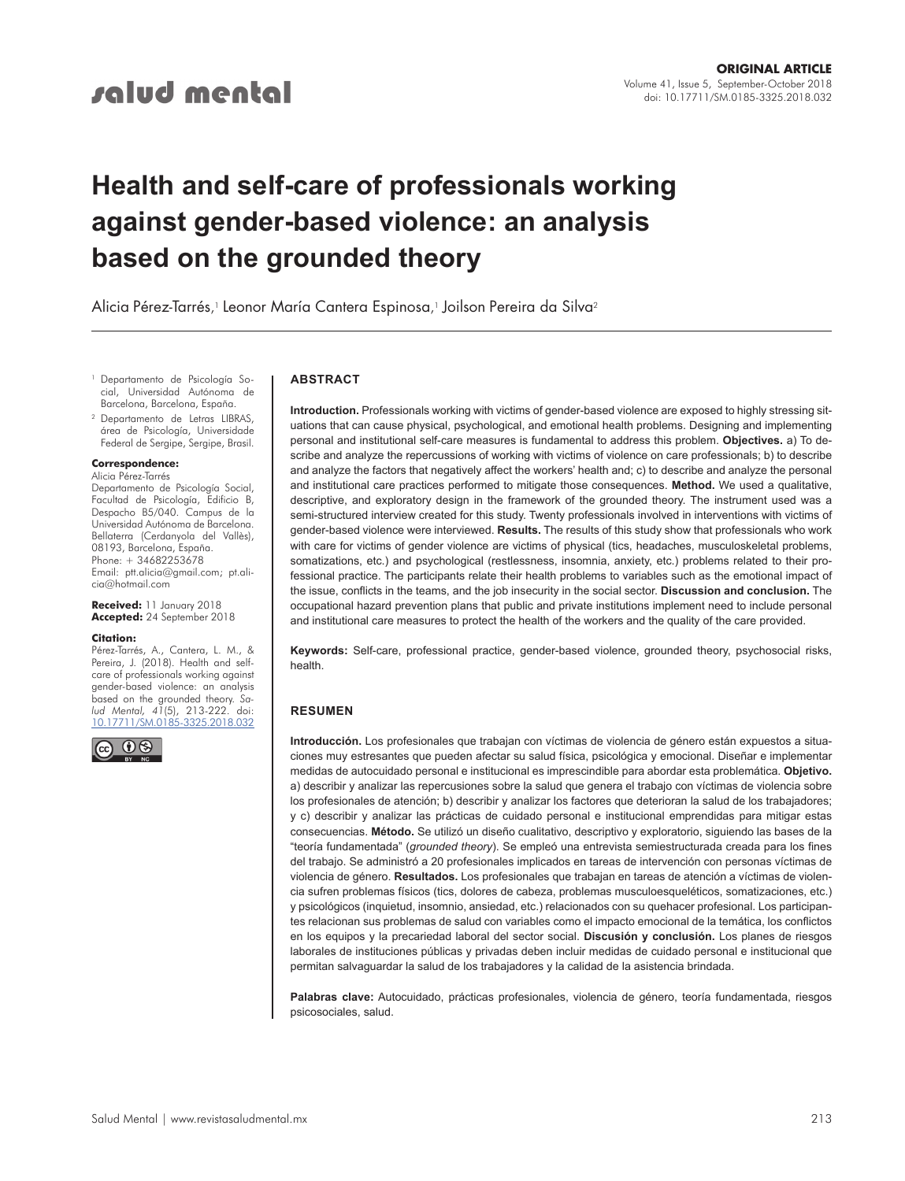ORIGINAL ARTICLE

# Health and self-care of professionals working against gender-based violence: an analysis based on the grounded theory

Alicia Pérez-Tarrés,[1] Leonor María Cantera Espinosa,[1] Joilson Pereira da Silva[2]

[1] Departamento de Psicología Social, Universidad Autónoma de Barcelona, Barcelona, España.

[2] Departamento de Letras LIBRAS, área de Psicología, Universidade Federal de Sergipe, Sergipe, Brasil.

**Correspondence:**
Alicia Pérez-Tarrés
Departamento de Psicología Social, Facultad de Psicología, Edificio B, Despacho B5/040. Campus de la Universidad Autónoma de Barcelona. Bellaterra (Cerdanyola del Vallès), 08193, Barcelona, España.
Phone: + 34682253678
Email: ptt.alicia@gmail.com; pt.alicia@hotmail.com

**Received:** 11 January 2018
**Accepted:** 24 September 2018

**Citation:**
Pérez-Tarrés, A., Cantera, L. M., & Pereira, J. (2018). Health and self-care of professionals working against gender-based violence: an analysis based on the grounded theory. *Salud Mental, 41*(5), 213-222. doi: 10.17711/SM.0185-3325.2018.032

## ABSTRACT

**Introduction.** Professionals working with victims of gender-based violence are exposed to highly stressing situations that can cause physical, psychological, and emotional health problems. Designing and implementing personal and institutional self-care measures is fundamental to address this problem. **Objectives.** a) To describe and analyze the repercussions of working with victims of violence on care professionals; b) to describe and analyze the factors that negatively affect the workers' health and; c) to describe and analyze the personal and institutional care practices performed to mitigate those consequences. **Method.** We used a qualitative, descriptive, and exploratory design in the framework of the grounded theory. The instrument used was a semi-structured interview created for this study. Twenty professionals involved in interventions with victims of gender-based violence were interviewed. **Results.** The results of this study show that professionals who work with care for victims of gender violence are victims of physical (tics, headaches, musculoskeletal problems, somatizations, etc.) and psychological (restlessness, insomnia, anxiety, etc.) problems related to their professional practice. The participants relate their health problems to variables such as the emotional impact of the issue, conflicts in the teams, and the job insecurity in the social sector. **Discussion and conclusion.** The occupational hazard prevention plans that public and private institutions implement need to include personal and institutional care measures to protect the health of the workers and the quality of the care provided.

**Keywords:** Self-care, professional practice, gender-based violence, grounded theory, psychosocial risks, health.

## RESUMEN

**Introducción.** Los profesionales que trabajan con víctimas de violencia de género están expuestos a situaciones muy estresantes que pueden afectar su salud física, psicológica y emocional. Diseñar e implementar medidas de autocuidado personal e institucional es imprescindible para abordar esta problemática. **Objetivo.** a) describir y analizar las repercusiones sobre la salud que genera el trabajo con víctimas de violencia sobre los profesionales de atención; b) describir y analizar los factores que deterioran la salud de los trabajadores; y c) describir y analizar las prácticas de cuidado personal e institucional emprendidas para mitigar estas consecuencias. **Método.** Se utilizó un diseño cualitativo, descriptivo y exploratorio, siguiendo las bases de la "teoría fundamentada" (*grounded theory*). Se empleó una entrevista semiestructurada creada para los fines del trabajo. Se administró a 20 profesionales implicados en tareas de intervención con personas víctimas de violencia de género. **Resultados.** Los profesionales que trabajan en tareas de atención a víctimas de violencia sufren problemas físicos (tics, dolores de cabeza, problemas musculoesqueléticos, somatizaciones, etc.) y psicológicos (inquietud, insomnio, ansiedad, etc.) relacionados con su quehacer profesional. Los participantes relacionan sus problemas de salud con variables como el impacto emocional de la temática, los conflictos en los equipos y la precariedad laboral del sector social. **Discusión y conclusión.** Los planes de riesgos laborales de instituciones públicas y privadas deben incluir medidas de cuidado personal e institucional que permitan salvaguardar la salud de los trabajadores y la calidad de la asistencia brindada.

**Palabras clave:** Autocuidado, prácticas profesionales, violencia de género, teoría fundamentada, riesgos psicosociales, salud.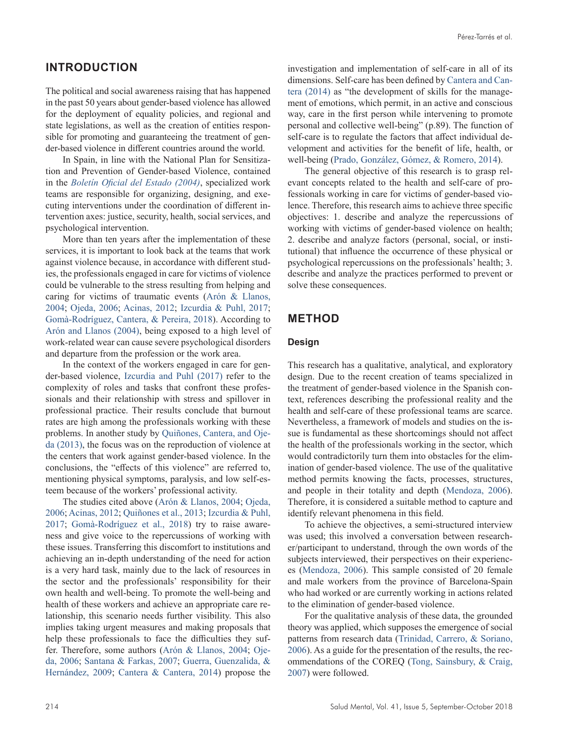## INTRODUCTION

The political and social awareness raising that has happened in the past 50 years about gender-based violence has allowed for the deployment of equality policies, and regional and state legislations, as well as the creation of entities responsible for promoting and guaranteeing the treatment of gender-based violence in different countries around the world.

In Spain, in line with the National Plan for Sensitization and Prevention of Gender-based Violence, contained in the *Boletín Oficial del Estado (2004)*, specialized work teams are responsible for organizing, designing, and executing interventions under the coordination of different intervention axes: justice, security, health, social services, and psychological intervention.

More than ten years after the implementation of these services, it is important to look back at the teams that work against violence because, in accordance with different studies, the professionals engaged in care for victims of violence could be vulnerable to the stress resulting from helping and caring for victims of traumatic events (Arón & Llanos, 2004; Ojeda, 2006; Acinas, 2012; Izcurdia & Puhl, 2017; Gomà-Rodríguez, Cantera, & Pereira, 2018). According to Arón and Llanos (2004), being exposed to a high level of work-related wear can cause severe psychological disorders and departure from the profession or the work area.

In the context of the workers engaged in care for gender-based violence, Izcurdia and Puhl (2017) refer to the complexity of roles and tasks that confront these professionals and their relationship with stress and spillover in professional practice. Their results conclude that burnout rates are high among the professionals working with these problems. In another study by Quiñones, Cantera, and Ojeda (2013), the focus was on the reproduction of violence at the centers that work against gender-based violence. In the conclusions, the "effects of this violence" are referred to, mentioning physical symptoms, paralysis, and low self-esteem because of the workers' professional activity.

The studies cited above (Arón & Llanos, 2004; Ojeda, 2006; Acinas, 2012; Quiñones et al., 2013; Izcurdia & Puhl, 2017; Gomà-Rodríguez et al., 2018) try to raise awareness and give voice to the repercussions of working with these issues. Transferring this discomfort to institutions and achieving an in-depth understanding of the need for action is a very hard task, mainly due to the lack of resources in the sector and the professionals' responsibility for their own health and well-being. To promote the well-being and health of these workers and achieve an appropriate care relationship, this scenario needs further visibility. This also implies taking urgent measures and making proposals that help these professionals to face the difficulties they suffer. Therefore, some authors (Arón & Llanos, 2004; Ojeda, 2006; Santana & Farkas, 2007; Guerra, Guenzalida, & Hernández, 2009; Cantera & Cantera, 2014) propose the investigation and implementation of self-care in all of its dimensions. Self-care has been defined by Cantera and Cantera (2014) as "the development of skills for the management of emotions, which permit, in an active and conscious way, care in the first person while intervening to promote personal and collective well-being" (p.89). The function of self-care is to regulate the factors that affect individual development and activities for the benefit of life, health, or well-being (Prado, González, Gómez, & Romero, 2014).

The general objective of this research is to grasp relevant concepts related to the health and self-care of professionals working in care for victims of gender-based violence. Therefore, this research aims to achieve three specific objectives: 1. describe and analyze the repercussions of working with victims of gender-based violence on health; 2. describe and analyze factors (personal, social, or institutional) that influence the occurrence of these physical or psychological repercussions on the professionals' health; 3. describe and analyze the practices performed to prevent or solve these consequences.

## METHOD

### Design

This research has a qualitative, analytical, and exploratory design. Due to the recent creation of teams specialized in the treatment of gender-based violence in the Spanish context, references describing the professional reality and the health and self-care of these professional teams are scarce. Nevertheless, a framework of models and studies on the issue is fundamental as these shortcomings should not affect the health of the professionals working in the sector, which would contradictorily turn them into obstacles for the elimination of gender-based violence. The use of the qualitative method permits knowing the facts, processes, structures, and people in their totality and depth (Mendoza, 2006). Therefore, it is considered a suitable method to capture and identify relevant phenomena in this field.

To achieve the objectives, a semi-structured interview was used; this involved a conversation between researcher/participant to understand, through the own words of the subjects interviewed, their perspectives on their experiences (Mendoza, 2006). This sample consisted of 20 female and male workers from the province of Barcelona-Spain who had worked or are currently working in actions related to the elimination of gender-based violence.

For the qualitative analysis of these data, the grounded theory was applied, which supposes the emergence of social patterns from research data (Trinidad, Carrero, & Soriano, 2006). As a guide for the presentation of the results, the recommendations of the COREQ (Tong, Sainsbury, & Craig, 2007) were followed.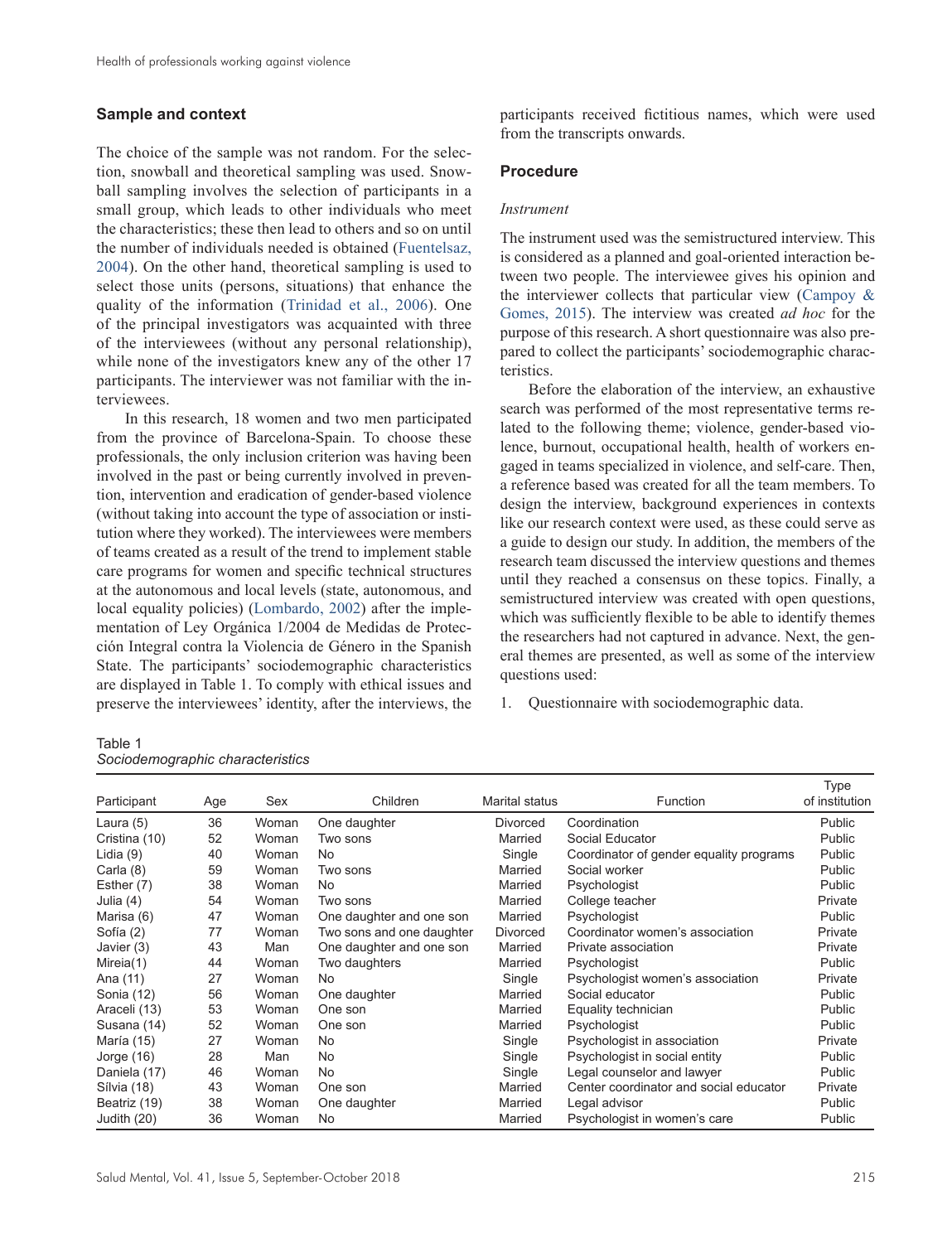## Sample and context

The choice of the sample was not random. For the selection, snowball and theoretical sampling was used. Snowball sampling involves the selection of participants in a small group, which leads to other individuals who meet the characteristics; these then lead to others and so on until the number of individuals needed is obtained (Fuentelsaz, 2004). On the other hand, theoretical sampling is used to select those units (persons, situations) that enhance the quality of the information (Trinidad et al., 2006). One of the principal investigators was acquainted with three of the interviewees (without any personal relationship), while none of the investigators knew any of the other 17 participants. The interviewer was not familiar with the interviewees.

In this research, 18 women and two men participated from the province of Barcelona-Spain. To choose these professionals, the only inclusion criterion was having been involved in the past or being currently involved in prevention, intervention and eradication of gender-based violence (without taking into account the type of association or institution where they worked). The interviewees were members of teams created as a result of the trend to implement stable care programs for women and specific technical structures at the autonomous and local levels (state, autonomous, and local equality policies) (Lombardo, 2002) after the implementation of Ley Orgánica 1/2004 de Medidas de Protección Integral contra la Violencia de Género in the Spanish State. The participants' sociodemographic characteristics are displayed in Table 1. To comply with ethical issues and preserve the interviewees' identity, after the interviews, the participants received fictitious names, which were used from the transcripts onwards.

## Procedure

### *Instrument*

The instrument used was the semistructured interview. This is considered as a planned and goal-oriented interaction between two people. The interviewee gives his opinion and the interviewer collects that particular view (Campoy & Gomes, 2015). The interview was created *ad hoc* for the purpose of this research. A short questionnaire was also prepared to collect the participants' sociodemographic characteristics.

Before the elaboration of the interview, an exhaustive search was performed of the most representative terms related to the following theme; violence, gender-based violence, burnout, occupational health, health of workers engaged in teams specialized in violence, and self-care. Then, a reference based was created for all the team members. To design the interview, background experiences in contexts like our research context were used, as these could serve as a guide to design our study. In addition, the members of the research team discussed the interview questions and themes until they reached a consensus on these topics. Finally, a semistructured interview was created with open questions, which was sufficiently flexible to be able to identify themes the researchers had not captured in advance. Next, the general themes are presented, as well as some of the interview questions used:

1. Questionnaire with sociodemographic data.

Table 1
*Sociodemographic characteristics*

| Participant | Age | Sex | Children | Marital status | Function | Type of institution |
|---|---|---|---|---|---|---|
| Laura (5) | 36 | Woman | One daughter | Divorced | Coordination | Public |
| Cristina (10) | 52 | Woman | Two sons | Married | Social Educator | Public |
| Lidia (9) | 40 | Woman | No | Single | Coordinator of gender equality programs | Public |
| Carla (8) | 59 | Woman | Two sons | Married | Social worker | Public |
| Esther (7) | 38 | Woman | No | Married | Psychologist | Public |
| Julia (4) | 54 | Woman | Two sons | Married | College teacher | Private |
| Marisa (6) | 47 | Woman | One daughter and one son | Married | Psychologist | Public |
| Sofía (2) | 77 | Woman | Two sons and one daughter | Divorced | Coordinator women's association | Private |
| Javier (3) | 43 | Man | One daughter and one son | Married | Private association | Private |
| Mireia(1) | 44 | Woman | Two daughters | Married | Psychologist | Public |
| Ana (11) | 27 | Woman | No | Single | Psychologist women's association | Private |
| Sonia (12) | 56 | Woman | One daughter | Married | Social educator | Public |
| Araceli (13) | 53 | Woman | One son | Married | Equality technician | Public |
| Susana (14) | 52 | Woman | One son | Married | Psychologist | Public |
| María (15) | 27 | Woman | No | Single | Psychologist in association | Private |
| Jorge (16) | 28 | Man | No | Single | Psychologist in social entity | Public |
| Daniela (17) | 46 | Woman | No | Single | Legal counselor and lawyer | Public |
| Sílvia (18) | 43 | Woman | One son | Married | Center coordinator and social educator | Private |
| Beatriz (19) | 38 | Woman | One daughter | Married | Legal advisor | Public |
| Judith (20) | 36 | Woman | No | Married | Psychologist in women's care | Public |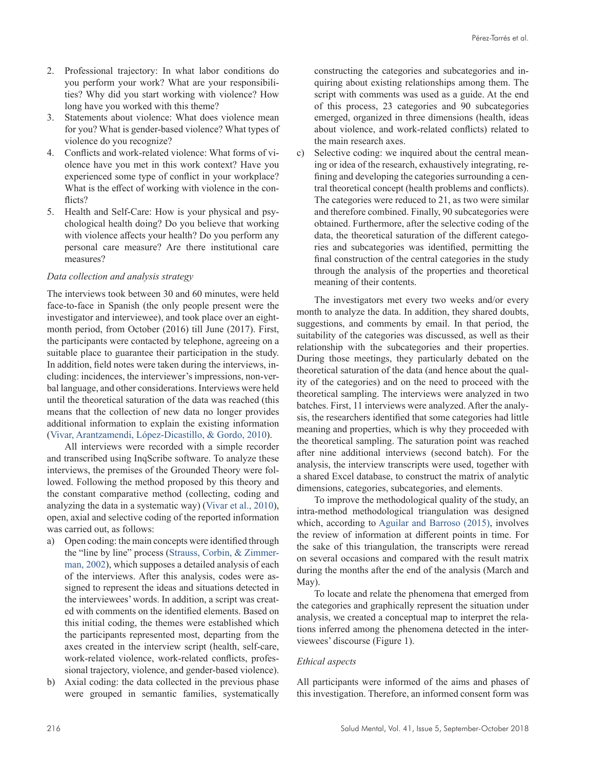2. Professional trajectory: In what labor conditions do you perform your work? What are your responsibilities? Why did you start working with violence? How long have you worked with this theme?
3. Statements about violence: What does violence mean for you? What is gender-based violence? What types of violence do you recognize?
4. Conflicts and work-related violence: What forms of violence have you met in this work context? Have you experienced some type of conflict in your workplace? What is the effect of working with violence in the conflicts?
5. Health and Self-Care: How is your physical and psychological health doing? Do you believe that working with violence affects your health? Do you perform any personal care measure? Are there institutional care measures?

*Data collection and analysis strategy*

The interviews took between 30 and 60 minutes, were held face-to-face in Spanish (the only people present were the investigator and interviewee), and took place over an eight-month period, from October (2016) till June (2017). First, the participants were contacted by telephone, agreeing on a suitable place to guarantee their participation in the study. In addition, field notes were taken during the interviews, including: incidences, the interviewer's impressions, non-verbal language, and other considerations. Interviews were held until the theoretical saturation of the data was reached (this means that the collection of new data no longer provides additional information to explain the existing information (Vivar, Arantzamendi, López-Dicastillo, & Gordo, 2010).

All interviews were recorded with a simple recorder and transcribed using InqScribe software. To analyze these interviews, the premises of the Grounded Theory were followed. Following the method proposed by this theory and the constant comparative method (collecting, coding and analyzing the data in a systematic way) (Vivar et al., 2010), open, axial and selective coding of the reported information was carried out, as follows:

a) Open coding: the main concepts were identified through the "line by line" process (Strauss, Corbin, & Zimmerman, 2002), which supposes a detailed analysis of each of the interviews. After this analysis, codes were assigned to represent the ideas and situations detected in the interviewees' words. In addition, a script was created with comments on the identified elements. Based on this initial coding, the themes were established which the participants represented most, departing from the axes created in the interview script (health, self-care, work-related violence, work-related conflicts, professional trajectory, violence, and gender-based violence).
b) Axial coding: the data collected in the previous phase were grouped in semantic families, systematically constructing the categories and subcategories and inquiring about existing relationships among them. The script with comments was used as a guide. At the end of this process, 23 categories and 90 subcategories emerged, organized in three dimensions (health, ideas about violence, and work-related conflicts) related to the main research axes.
c) Selective coding: we inquired about the central meaning or idea of the research, exhaustively integrating, refining and developing the categories surrounding a central theoretical concept (health problems and conflicts). The categories were reduced to 21, as two were similar and therefore combined. Finally, 90 subcategories were obtained. Furthermore, after the selective coding of the data, the theoretical saturation of the different categories and subcategories was identified, permitting the final construction of the central categories in the study through the analysis of the properties and theoretical meaning of their contents.

The investigators met every two weeks and/or every month to analyze the data. In addition, they shared doubts, suggestions, and comments by email. In that period, the suitability of the categories was discussed, as well as their relationship with the subcategories and their properties. During those meetings, they particularly debated on the theoretical saturation of the data (and hence about the quality of the categories) and on the need to proceed with the theoretical sampling. The interviews were analyzed in two batches. First, 11 interviews were analyzed. After the analysis, the researchers identified that some categories had little meaning and properties, which is why they proceeded with the theoretical sampling. The saturation point was reached after nine additional interviews (second batch). For the analysis, the interview transcripts were used, together with a shared Excel database, to construct the matrix of analytic dimensions, categories, subcategories, and elements.

To improve the methodological quality of the study, an intra-method methodological triangulation was designed which, according to Aguilar and Barroso (2015), involves the review of information at different points in time. For the sake of this triangulation, the transcripts were reread on several occasions and compared with the result matrix during the months after the end of the analysis (March and May).

To locate and relate the phenomena that emerged from the categories and graphically represent the situation under analysis, we created a conceptual map to interpret the relations inferred among the phenomena detected in the interviewees' discourse (Figure 1).

*Ethical aspects*

All participants were informed of the aims and phases of this investigation. Therefore, an informed consent form was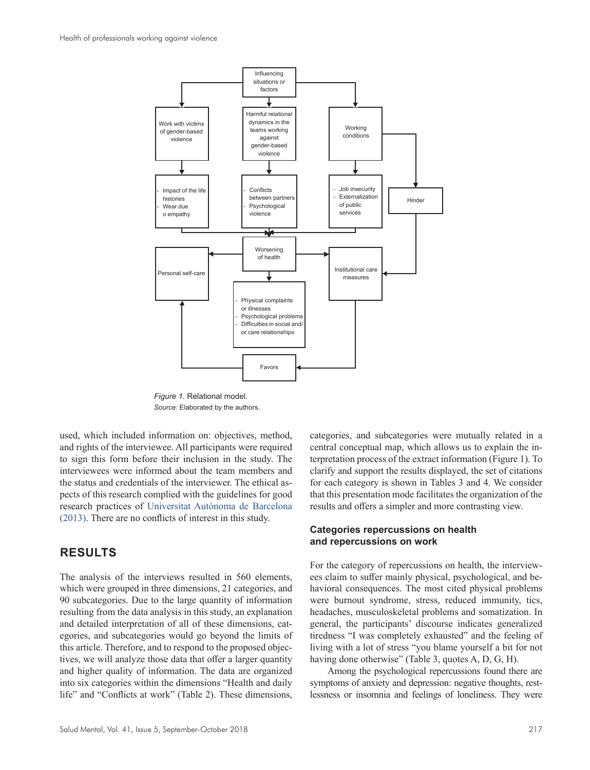Figure 1. Relational model.
Source: Elaborated by the authors.

used, which included information on: objectives, method, and rights of the interviewee. All participants were required to sign this form before their inclusion in the study. The interviewees were informed about the team members and the status and credentials of the interviewer. The ethical aspects of this research complied with the guidelines for good research practices of Universitat Autònoma de Barcelona (2013). There are no conflicts of interest in this study.

## RESULTS

The analysis of the interviews resulted in 560 elements, which were grouped in three dimensions, 21 categories, and 90 subcategories. Due to the large quantity of information resulting from the data analysis in this study, an explanation and detailed interpretation of all of these dimensions, categories, and subcategories would go beyond the limits of this article. Therefore, and to respond to the proposed objectives, we will analyze those data that offer a larger quantity and higher quality of information. The data are organized into six categories within the dimensions "Health and daily life" and "Conflicts at work" (Table 2). These dimensions, categories, and subcategories were mutually related in a central conceptual map, which allows us to explain the interpretation process of the extract information (Figure 1). To clarify and support the results displayed, the set of citations for each category is shown in Tables 3 and 4. We consider that this presentation mode facilitates the organization of the results and offers a simpler and more contrasting view.

### Categories repercussions on health and repercussions on work

For the category of repercussions on health, the interviewees claim to suffer mainly physical, psychological, and behavioral consequences. The most cited physical problems were burnout syndrome, stress, reduced immunity, tics, headaches, musculoskeletal problems and somatization. In general, the participants' discourse indicates generalized tiredness "I was completely exhausted" and the feeling of living with a lot of stress "you blame yourself a bit for not having done otherwise" (Table 3, quotes A, D, G, H).

Among the psychological repercussions found there are symptoms of anxiety and depression: negative thoughts, restlessness or insomnia and feelings of loneliness. They were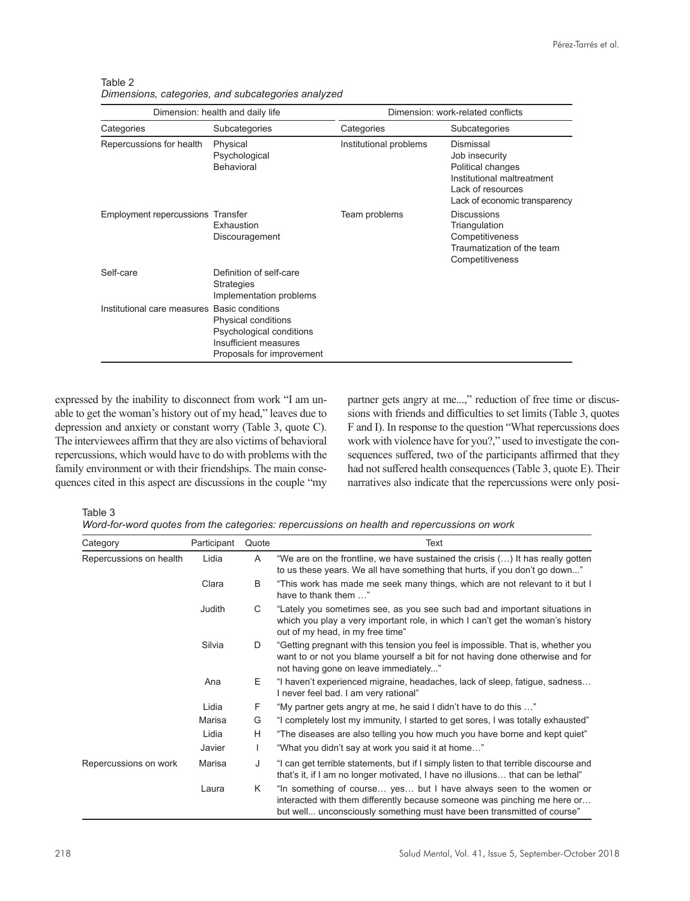Table 2
*Dimensions, categories, and subcategories analyzed*

| Dimension: health and daily life | | Dimension: work-related conflicts | |
|---|---|---|---|
| Categories | Subcategories | Categories | Subcategories |
| Repercussions for health | Physical<br>Psychological<br>Behavioral | Institutional problems | Dismissal<br>Job insecurity<br>Political changes<br>Institutional maltreatment<br>Lack of resources<br>Lack of economic transparency |
| Employment repercussions | Transfer<br>Exhaustion<br>Discouragement | Team problems | Discussions<br>Triangulation<br>Competitiveness<br>Traumatization of the team<br>Competitiveness |
| Self-care | Definition of self-care<br>Strategies<br>Implementation problems | | |
| Institutional care measures | Basic conditions<br>Physical conditions<br>Psychological conditions<br>Insufficient measures<br>Proposals for improvement | | |

expressed by the inability to disconnect from work "I am unable to get the woman's history out of my head," leaves due to depression and anxiety or constant worry (Table 3, quote C). The interviewees affirm that they are also victims of behavioral repercussions, which would have to do with problems with the family environment or with their friendships. The main consequences cited in this aspect are discussions in the couple "my partner gets angry at me...," reduction of free time or discussions with friends and difficulties to set limits (Table 3, quotes F and I). In response to the question "What repercussions does work with violence have for you?," used to investigate the consequences suffered, two of the participants affirmed that they had not suffered health consequences (Table 3, quote E). Their narratives also indicate that the repercussions were only posi-

Table 3
*Word-for-word quotes from the categories: repercussions on health and repercussions on work*

| Category | Participant | Quote | Text |
|---|---|---|---|
| Repercussions on health | Lidia | A | "We are on the frontline, we have sustained the crisis (…) It has really gotten to us these years. We all have something that hurts, if you don't go down..." |
| | Clara | B | "This work has made me seek many things, which are not relevant to it but I have to thank them …" |
| | Judith | C | "Lately you sometimes see, as you see such bad and important situations in which you play a very important role, in which I can't get the woman's history out of my head, in my free time" |
| | Silvia | D | "Getting pregnant with this tension you feel is impossible. That is, whether you want to or not you blame yourself a bit for not having done otherwise and for not having gone on leave immediately..." |
| | Ana | E | "I haven't experienced migraine, headaches, lack of sleep, fatigue, sadness… I never feel bad. I am very rational" |
| | Lidia | F | "My partner gets angry at me, he said I didn't have to do this …" |
| | Marisa | G | "I completely lost my immunity, I started to get sores, I was totally exhausted" |
| | Lidia | H | "The diseases are also telling you how much you have borne and kept quiet" |
| | Javier | I | "What you didn't say at work you said it at home…" |
| Repercussions on work | Marisa | J | "I can get terrible statements, but if I simply listen to that terrible discourse and that's it, if I am no longer motivated, I have no illusions… that can be lethal" |
| | Laura | K | "In something of course… yes… but I have always seen to the women or interacted with them differently because someone was pinching me here or… but well... unconsciously something must have been transmitted of course" |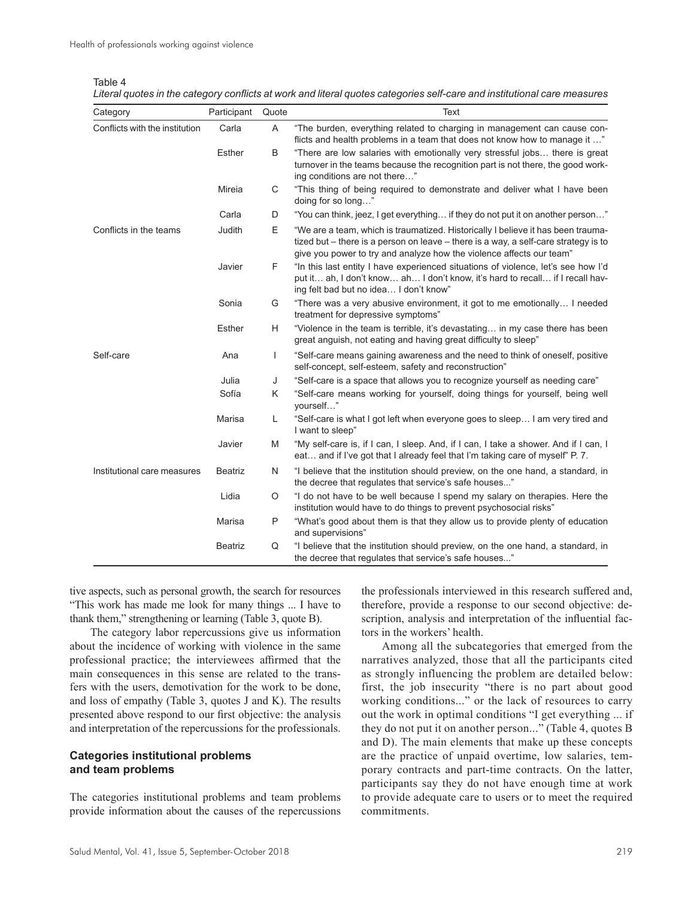Table 4

*Literal quotes in the category conflicts at work and literal quotes categories self-care and institutional care measures*

| Category | Participant | Quote | Text |
|---|---|---|---|
| Conflicts with the institution | Carla | A | "The burden, everything related to charging in management can cause conflicts and health problems in a team that does not know how to manage it …" |
| | Esther | B | "There are low salaries with emotionally very stressful jobs… there is great turnover in the teams because the recognition part is not there, the good working conditions are not there…" |
| | Mireia | C | "This thing of being required to demonstrate and deliver what I have been doing for so long…" |
| | Carla | D | "You can think, jeez, I get everything… if they do not put it on another person…" |
| Conflicts in the teams | Judith | E | "We are a team, which is traumatized. Historically I believe it has been traumatized but – there is a person on leave – there is a way, a self-care strategy is to give you power to try and analyze how the violence affects our team" |
| | Javier | F | "In this last entity I have experienced situations of violence, let's see how I'd put it… ah, I don't know… ah… I don't know, it's hard to recall… if I recall having felt bad but no idea… I don't know" |
| | Sonia | G | "There was a very abusive environment, it got to me emotionally… I needed treatment for depressive symptoms" |
| | Esther | H | "Violence in the team is terrible, it's devastating… in my case there has been great anguish, not eating and having great difficulty to sleep" |
| Self-care | Ana | I | "Self-care means gaining awareness and the need to think of oneself, positive self-concept, self-esteem, safety and reconstruction" |
| | Julia | J | "Self-care is a space that allows you to recognize yourself as needing care" |
| | Sofía | K | "Self-care means working for yourself, doing things for yourself, being well yourself…" |
| | Marisa | L | "Self-care is what I got left when everyone goes to sleep… I am very tired and I want to sleep" |
| | Javier | M | "My self-care is, if I can, I sleep. And, if I can, I take a shower. And if I can, I eat… and if I've got that I already feel that I'm taking care of myself" P. 7. |
| Institutional care measures | Beatriz | N | "I believe that the institution should preview, on the one hand, a standard, in the decree that regulates that service's safe houses..." |
| | Lidia | O | "I do not have to be well because I spend my salary on therapies. Here the institution would have to do things to prevent psychosocial risks" |
| | Marisa | P | "What's good about them is that they allow us to provide plenty of education and supervisions" |
| | Beatriz | Q | "I believe that the institution should preview, on the one hand, a standard, in the decree that regulates that service's safe houses..." |

tive aspects, such as personal growth, the search for resources "This work has made me look for many things ... I have to thank them," strengthening or learning (Table 3, quote B).

The category labor repercussions give us information about the incidence of working with violence in the same professional practice; the interviewees affirmed that the main consequences in this sense are related to the transfers with the users, demotivation for the work to be done, and loss of empathy (Table 3, quotes J and K). The results presented above respond to our first objective: the analysis and interpretation of the repercussions for the professionals.

## Categories institutional problems and team problems

The categories institutional problems and team problems provide information about the causes of the repercussions the professionals interviewed in this research suffered and, therefore, provide a response to our second objective: description, analysis and interpretation of the influential factors in the workers' health.

Among all the subcategories that emerged from the narratives analyzed, those that all the participants cited as strongly influencing the problem are detailed below: first, the job insecurity "there is no part about good working conditions..." or the lack of resources to carry out the work in optimal conditions "I get everything ... if they do not put it on another person..." (Table 4, quotes B and D). The main elements that make up these concepts are the practice of unpaid overtime, low salaries, temporary contracts and part-time contracts. On the latter, participants say they do not have enough time at work to provide adequate care to users or to meet the required commitments.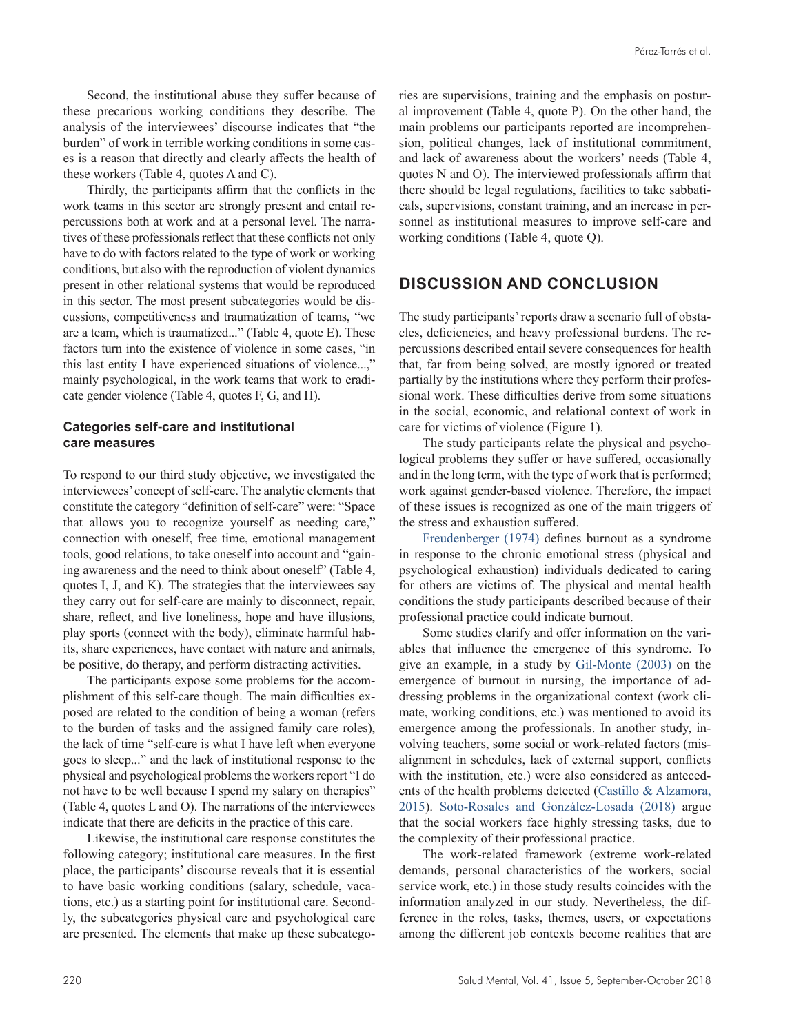Second, the institutional abuse they suffer because of these precarious working conditions they describe. The analysis of the interviewees' discourse indicates that "the burden" of work in terrible working conditions in some cases is a reason that directly and clearly affects the health of these workers (Table 4, quotes A and C).

Thirdly, the participants affirm that the conflicts in the work teams in this sector are strongly present and entail repercussions both at work and at a personal level. The narratives of these professionals reflect that these conflicts not only have to do with factors related to the type of work or working conditions, but also with the reproduction of violent dynamics present in other relational systems that would be reproduced in this sector. The most present subcategories would be discussions, competitiveness and traumatization of teams, "we are a team, which is traumatized..." (Table 4, quote E). These factors turn into the existence of violence in some cases, "in this last entity I have experienced situations of violence...," mainly psychological, in the work teams that work to eradicate gender violence (Table 4, quotes F, G, and H).

### Categories self-care and institutional care measures

To respond to our third study objective, we investigated the interviewees' concept of self-care. The analytic elements that constitute the category "definition of self-care" were: "Space that allows you to recognize yourself as needing care," connection with oneself, free time, emotional management tools, good relations, to take oneself into account and "gaining awareness and the need to think about oneself" (Table 4, quotes I, J, and K). The strategies that the interviewees say they carry out for self-care are mainly to disconnect, repair, share, reflect, and live loneliness, hope and have illusions, play sports (connect with the body), eliminate harmful habits, share experiences, have contact with nature and animals, be positive, do therapy, and perform distracting activities.

The participants expose some problems for the accomplishment of this self-care though. The main difficulties exposed are related to the condition of being a woman (refers to the burden of tasks and the assigned family care roles), the lack of time "self-care is what I have left when everyone goes to sleep..." and the lack of institutional response to the physical and psychological problems the workers report "I do not have to be well because I spend my salary on therapies" (Table 4, quotes L and O). The narrations of the interviewees indicate that there are deficits in the practice of this care.

Likewise, the institutional care response constitutes the following category; institutional care measures. In the first place, the participants' discourse reveals that it is essential to have basic working conditions (salary, schedule, vacations, etc.) as a starting point for institutional care. Secondly, the subcategories physical care and psychological care are presented. The elements that make up these subcategories are supervisions, training and the emphasis on postural improvement (Table 4, quote P). On the other hand, the main problems our participants reported are incomprehension, political changes, lack of institutional commitment, and lack of awareness about the workers' needs (Table 4, quotes N and O). The interviewed professionals affirm that there should be legal regulations, facilities to take sabbaticals, supervisions, constant training, and an increase in personnel as institutional measures to improve self-care and working conditions (Table 4, quote Q).

## DISCUSSION AND CONCLUSION

The study participants' reports draw a scenario full of obstacles, deficiencies, and heavy professional burdens. The repercussions described entail severe consequences for health that, far from being solved, are mostly ignored or treated partially by the institutions where they perform their professional work. These difficulties derive from some situations in the social, economic, and relational context of work in care for victims of violence (Figure 1).

The study participants relate the physical and psychological problems they suffer or have suffered, occasionally and in the long term, with the type of work that is performed; work against gender-based violence. Therefore, the impact of these issues is recognized as one of the main triggers of the stress and exhaustion suffered.

Freudenberger (1974) defines burnout as a syndrome in response to the chronic emotional stress (physical and psychological exhaustion) individuals dedicated to caring for others are victims of. The physical and mental health conditions the study participants described because of their professional practice could indicate burnout.

Some studies clarify and offer information on the variables that influence the emergence of this syndrome. To give an example, in a study by Gil-Monte (2003) on the emergence of burnout in nursing, the importance of addressing problems in the organizational context (work climate, working conditions, etc.) was mentioned to avoid its emergence among the professionals. In another study, involving teachers, some social or work-related factors (misalignment in schedules, lack of external support, conflicts with the institution, etc.) were also considered as antecedents of the health problems detected (Castillo & Alzamora, 2015). Soto-Rosales and González-Losada (2018) argue that the social workers face highly stressing tasks, due to the complexity of their professional practice.

The work-related framework (extreme work-related demands, personal characteristics of the workers, social service work, etc.) in those study results coincides with the information analyzed in our study. Nevertheless, the difference in the roles, tasks, themes, users, or expectations among the different job contexts become realities that are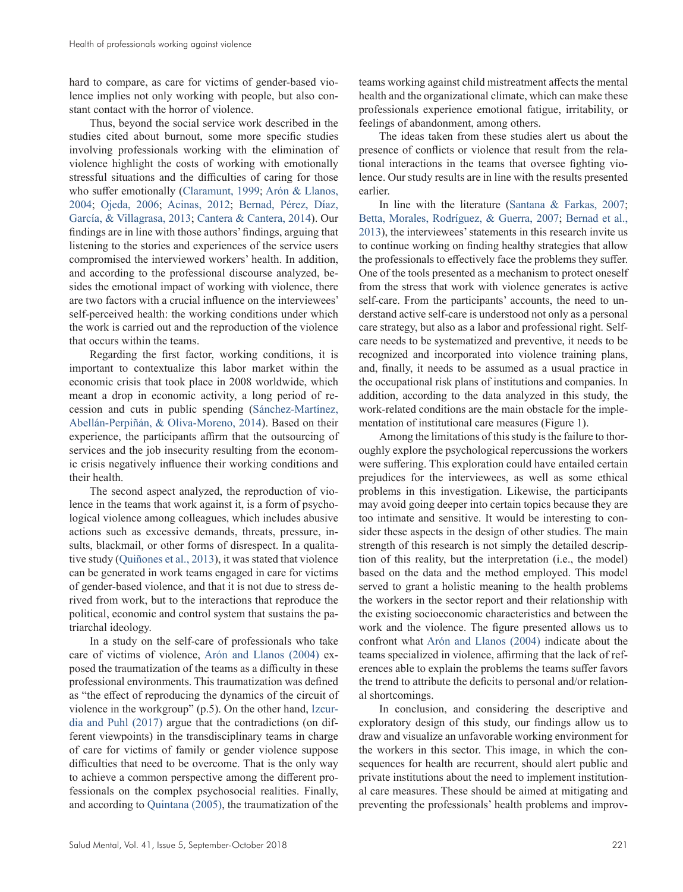hard to compare, as care for victims of gender-based violence implies not only working with people, but also constant contact with the horror of violence.

Thus, beyond the social service work described in the studies cited about burnout, some more specific studies involving professionals working with the elimination of violence highlight the costs of working with emotionally stressful situations and the difficulties of caring for those who suffer emotionally (Claramunt, 1999; Arón & Llanos, 2004; Ojeda, 2006; Acinas, 2012; Bernad, Pérez, Díaz, García, & Villagrasa, 2013; Cantera & Cantera, 2014). Our findings are in line with those authors' findings, arguing that listening to the stories and experiences of the service users compromised the interviewed workers' health. In addition, and according to the professional discourse analyzed, besides the emotional impact of working with violence, there are two factors with a crucial influence on the interviewees' self-perceived health: the working conditions under which the work is carried out and the reproduction of the violence that occurs within the teams.

Regarding the first factor, working conditions, it is important to contextualize this labor market within the economic crisis that took place in 2008 worldwide, which meant a drop in economic activity, a long period of recession and cuts in public spending (Sánchez-Martínez, Abellán-Perpiñán, & Oliva-Moreno, 2014). Based on their experience, the participants affirm that the outsourcing of services and the job insecurity resulting from the economic crisis negatively influence their working conditions and their health.

The second aspect analyzed, the reproduction of violence in the teams that work against it, is a form of psychological violence among colleagues, which includes abusive actions such as excessive demands, threats, pressure, insults, blackmail, or other forms of disrespect. In a qualitative study (Quiñones et al., 2013), it was stated that violence can be generated in work teams engaged in care for victims of gender-based violence, and that it is not due to stress derived from work, but to the interactions that reproduce the political, economic and control system that sustains the patriarchal ideology.

In a study on the self-care of professionals who take care of victims of violence, Arón and Llanos (2004) exposed the traumatization of the teams as a difficulty in these professional environments. This traumatization was defined as "the effect of reproducing the dynamics of the circuit of violence in the workgroup" (p.5). On the other hand, Izcurdia and Puhl (2017) argue that the contradictions (on different viewpoints) in the transdisciplinary teams in charge of care for victims of family or gender violence suppose difficulties that need to be overcome. That is the only way to achieve a common perspective among the different professionals on the complex psychosocial realities. Finally, and according to Quintana (2005), the traumatization of the teams working against child mistreatment affects the mental health and the organizational climate, which can make these professionals experience emotional fatigue, irritability, or feelings of abandonment, among others.

The ideas taken from these studies alert us about the presence of conflicts or violence that result from the relational interactions in the teams that oversee fighting violence. Our study results are in line with the results presented earlier.

In line with the literature (Santana & Farkas, 2007; Betta, Morales, Rodríguez, & Guerra, 2007; Bernad et al., 2013), the interviewees' statements in this research invite us to continue working on finding healthy strategies that allow the professionals to effectively face the problems they suffer. One of the tools presented as a mechanism to protect oneself from the stress that work with violence generates is active self-care. From the participants' accounts, the need to understand active self-care is understood not only as a personal care strategy, but also as a labor and professional right. Self-care needs to be systematized and preventive, it needs to be recognized and incorporated into violence training plans, and, finally, it needs to be assumed as a usual practice in the occupational risk plans of institutions and companies. In addition, according to the data analyzed in this study, the work-related conditions are the main obstacle for the implementation of institutional care measures (Figure 1).

Among the limitations of this study is the failure to thoroughly explore the psychological repercussions the workers were suffering. This exploration could have entailed certain prejudices for the interviewees, as well as some ethical problems in this investigation. Likewise, the participants may avoid going deeper into certain topics because they are too intimate and sensitive. It would be interesting to consider these aspects in the design of other studies. The main strength of this research is not simply the detailed description of this reality, but the interpretation (i.e., the model) based on the data and the method employed. This model served to grant a holistic meaning to the health problems the workers in the sector report and their relationship with the existing socioeconomic characteristics and between the work and the violence. The figure presented allows us to confront what Arón and Llanos (2004) indicate about the teams specialized in violence, affirming that the lack of references able to explain the problems the teams suffer favors the trend to attribute the deficits to personal and/or relational shortcomings.

In conclusion, and considering the descriptive and exploratory design of this study, our findings allow us to draw and visualize an unfavorable working environment for the workers in this sector. This image, in which the consequences for health are recurrent, should alert public and private institutions about the need to implement institutional care measures. These should be aimed at mitigating and preventing the professionals' health problems and improv-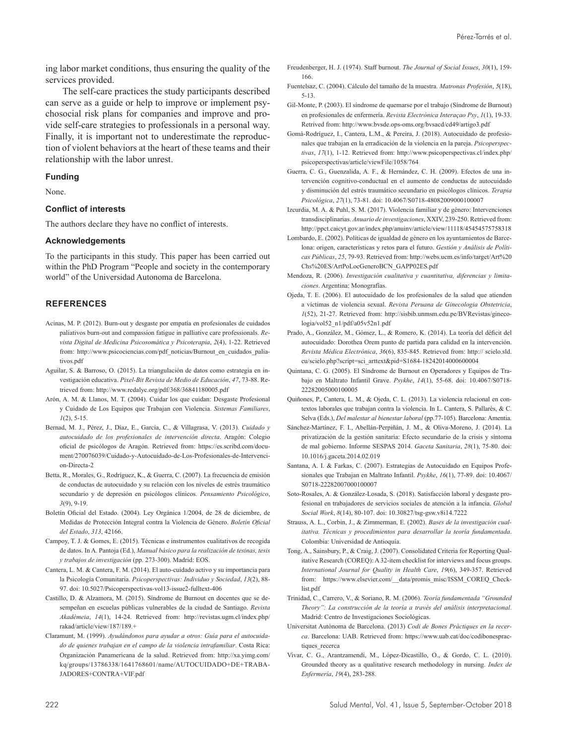ing labor market conditions, thus ensuring the quality of the services provided.

The self-care practices the study participants described can serve as a guide or help to improve or implement psychosocial risk plans for companies and improve and provide self-care strategies to professionals in a personal way. Finally, it is important not to underestimate the reproduction of violent behaviors at the heart of these teams and their relationship with the labor unrest.

### Funding

None.

### Conflict of interests

The authors declare they have no conflict of interests.

### Acknowledgements

To the participants in this study. This paper has been carried out within the PhD Program "People and society in the contemporary world" of the Universidad Autonoma de Barcelona.

## REFERENCES

Acinas, M. P. (2012). Burn-out y desgaste por empatía en profesionales de cuidados paliativos burn-out and compassion fatigue in palliative care professionals. *Revista Digital de Medicina Psicosomática y Psicoterapia*, *2*(4), 1-22. Retrieved from: http://www.psicociencias.com/pdf_noticias/Burnout_en_cuidados_paliativos.pdf

Aguilar, S. & Barroso, O. (2015). La triangulación de datos como estrategia en investigación educativa. *Pixel-Bit Revista de Medio de Educación*, *47*, 73-88. Retrieved from: http://www.redalyc.org/pdf/368/36841180005.pdf

Arón, A. M. & Llanos, M. T. (2004). Cuidar los que cuidan: Desgaste Profesional y Cuidado de Los Equipos que Trabajan con Violencia. *Sistemas Familiares*, *1*(2), 5-15.

Bernad, M. J., Pérez, J., Díaz, E., García, C., & Villagrasa, V. (2013). *Cuidado y autocuidado de los profesionales de intervención directa*. Aragón: Colegio oficial de psicólogos de Aragón. Retrieved from: https://es.scribd.com/document/270076039/Cuidado-y-Autocuidado-de-Los-Profesionales-de-Intervencion-Directa-2

Betta, R., Morales, G., Rodríguez, K., & Guerra, C. (2007). La frecuencia de emisión de conductas de autocuidado y su relación con los niveles de estrés traumático secundario y de depresión en psicólogos clínicos. *Pensamiento Psicológico*, *3*(9), 9-19.

Boletín Oficial del Estado. (2004). Ley Orgánica 1/2004, de 28 de diciembre, de Medidas de Protección Integral contra la Violencia de Género. *Boletín Oficial del Estado*, *313*, 42166.

Campoy, T. J. & Gomes, E. (2015). Técnicas e instrumentos cualitativos de recogida de datos. In A. Pantoja (Ed.), *Manual básico para la realización de tesinas, tesis y trabajos de investigación* (pp. 273-300). Madrid: EOS.

Cantera, L. M. & Cantera, F. M. (2014). El auto-cuidado activo y su importancia para la Psicología Comunitaria. *Psicoperspectivas: Individuo y Sociedad*, *13*(2), 88-97. doi: 10.5027/Psicoperspectivas-vol13-issue2-fulltext-406

Castillo, D. & Alzamora, M. (2015). Síndrome de Burnout en docentes que se desempeñan en escuelas públicas vulnerables de la ciudad de Santiago. *Revista Akadèmeia*, *14*(1), 14-24. Retrieved from: http://revistas.ugm.cl/index.php/rakad/article/view/187/189.+

Claramunt, M. (1999). *Ayudándonos para ayudar a otros: Guía para el autocuidado de quienes trabajan en el campo de la violencia intrafamiliar*. Costa Rica: Organización Panamericana de la salud. Retrieved from: http://xa.yimg.com/kq/groups/13786338/1641768601/name/AUTOCUIDADO+DE+TRABAJADORES+CONTRA+VIF.pdf

Freudenberger, H. J. (1974). Staff burnout. *The Journal of Social Issues*, *30*(1), 159-166.

Fuentelsaz, C. (2004). Cálculo del tamaño de la muestra. *Matronas Profesión*, *5*(18), 5-13.

Gil-Monte, P. (2003). El síndrome de quemarse por el trabajo (Síndrome de Burnout) en profesionales de enfermería. *Revista Electrónica Interaçao Psy*, *1*(1), 19-33. Retrived from: http://www.bvsde.ops-oms.org/bvsacd/cd49/artigo3.pdf

Gomà-Rodríguez, I., Cantera, L.M., & Pereira, J. (2018). Autocuidado de profesionales que trabajan en la erradicación de la violencia en la pareja. *Psicoperspectivas*, *17*(1), 1-12. Retrieved from: http://www.psicoperspectivas.cl/index.php/psicoperspectivas/article/viewFile/1058/764

Guerra, C. G., Guenzalida, A. F., & Hernández, C. H. (2009). Efectos de una intervención cognitivo-conductual en el aumento de conductas de autocuidado y disminución del estrés traumático secundario en psicólogos clínicos. *Terapia Psicológica*, *27*(1), 73-81. doi: 10.4067/S0718-48082009000100007

Izcurdia, M. A. & Puhl, S. M. (2017). Violencia familiar y de género: Intervenciones transdisciplinarias. *Anuario de investigaciones*, XXIV, 239-250. Retrieved from: http://ppct.caicyt.gov.ar/index.php/anuinv/article/view/11118/45454575758318

Lombardo, E. (2002). Políticas de igualdad de género en los ayuntamientos de Barcelona: origen, características y retos para el futuro. *Gestión y Análisis de Políticas Públicas*, *25*, 79-93. Retrieved from: http://webs.ucm.es/info/target/Art%20Chs%20ES/ArtPoLocGeneroBCN_GAPP02ES.pdf

Mendoza, R. (2006). *Investigación cualitativa y cuantitativa, diferencias y limitaciones*. Argentina: Monografías.

Ojeda, T. E. (2006). El autocuidado de los profesionales de la salud que atienden a víctimas de violencia sexual. *Revista Peruana de Ginecologia Obstetricia*, *1*(52), 21-27. Retrieved from: http://sisbib.unmsm.edu.pe/BVRevistas/ginecologia/vol52_n1/pdf/a05v52n1.pdf

Prado, A., González, M., Gómez, L., & Romero, K. (2014). La teoría del déficit del autocuidado: Dorothea Orem punto de partida para calidad en la intervención. *Revista Médica Electrónica*, *36*(6), 835-845. Retrieved from: http:// scielo.sld.cu/scielo.php?script=sci_arttext&pid=S1684-18242014000600004

Quintana, C. G. (2005). El Síndrome de Burnout en Operadores y Equipos de Trabajo en Maltrato Infantil Grave. *Psykhe*, *14*(1), 55-68. doi: 10.4067/S0718-22282005000100005

Quiñones, P., Cantera, L. M., & Ojeda, C. L. (2013). La violencia relacional en contextos laborales que trabajan contra la violencia. In L. Cantera, S. Pallarès, & C. Selva (Eds.), *Del malestar al bienestar laboral* (pp.77-105). Barcelona: Amentia.

Sánchez-Martínez, F. I., Abellán-Perpiñán, J. M., & Oliva-Moreno, J. (2014). La privatización de la gestión sanitaria: Efecto secundario de la crisis y síntoma de mal gobierno. Informe SESPAS 2014. *Gaceta Sanitaria*, *28*(1), 75-80. doi: 10.1016/j.gaceta.2014.02.019

Santana, A. I. & Farkas, C. (2007). Estrategias de Autocuidado en Equipos Profesionales que Trabajan en Maltrato Infantil. *Psykhe*, *16*(1), 77-89. doi: 10.4067/S0718-22282007000100007

Soto-Rosales, A. & González-Losada, S. (2018). Satisfacción laboral y desgaste profesional en trabajadores de servicios sociales de atención a la infancia. *Global Social Work*, *8*(14), 80-107. doi: 10.30827/tsg-gsw.v8i14.7222

Strauss, A. L., Corbin, J., & Zimmerman, E. (2002). *Bases de la investigación cualitativa. Técnicas y procedimientos para desarrollar la teoría fundamentada*. Colombia: Universidad de Antioquía.

Tong, A., Sainsbury, P., & Craig, J. (2007). Consolidated Criteria for Reporting Qualitative Research (COREQ): A 32-item checklist for interviews and focus groups. *International Journal for Quality in Health Care*, *19*(6), 349-357. Retrieved from: https://www.elsevier.com/__data/promis_misc/ISSM_COREQ_Checklist.pdf

Trinidad, C., Carrero, V., & Soriano, R. M. (2006). *Teoría fundamentada "Grounded Theory": La construcción de la teoría a través del análisis interpretacional*. Madrid: Centro de Investigaciones Sociológicas.

Universitat Autònoma de Barcelona. (2013) *Codi de Bones Pràctiques en la recerca*. Barcelona: UAB. Retrieved from: https://www.uab.cat/doc/codibonespractiques_recerca

Vivar, C. G., Arantzamendi, M., López-Dicastillo, O., & Gordo, C. L. (2010). Grounded theory as a qualitative research methodology in nursing. *Index de Enfermería*, *19*(4), 283-288.